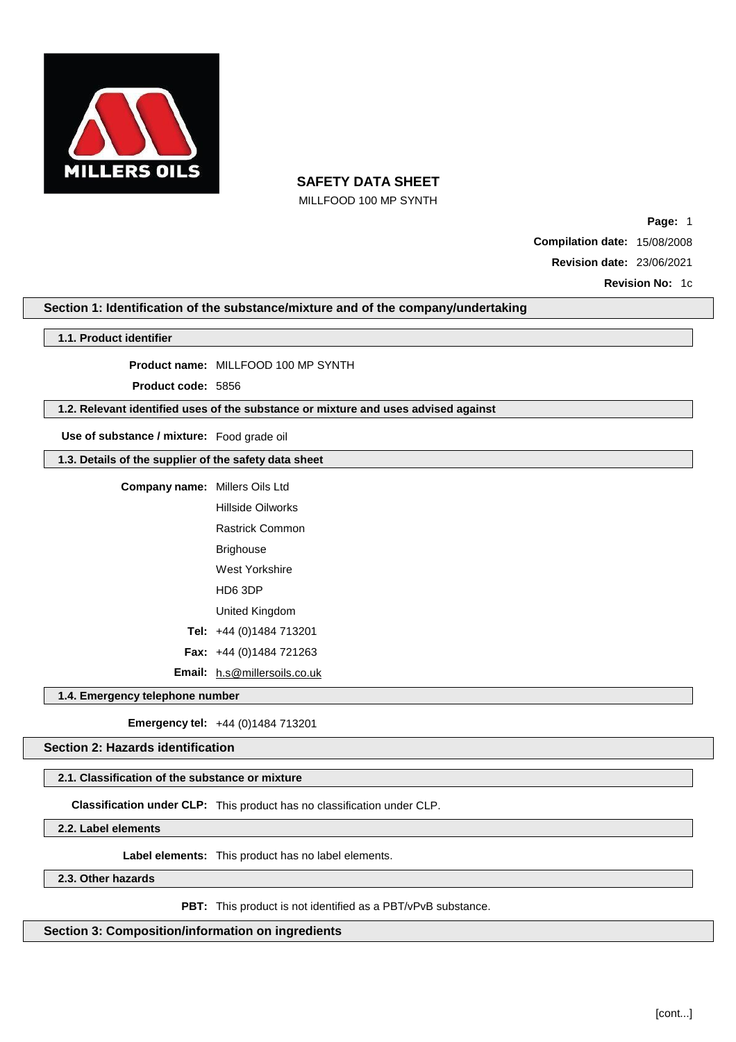**MILLERS OILS**

# SAFETY DATA SHEET

MILLFOOD 100 MP SYNTH

**Compilation date:** 15/08/2008

**Revision date:** 23/06/2021

**Revision No:** 1c

## Section 1: Identification of the substance/mixture and of the company/undertaking

### 1.1. Product identifier

**Product name:** MILLFOOD 100 MP SYNTH

**Product code:** 5856

### 1.2. Relevant identified uses of the substance or mixture and uses advised against

**Use of substance / mixture:** Food grade oil

### 1.3. Details of the supplier of the safety data sheet

**Company name:** Millers Oils Ltd
Hillside Oilworks
Rastrick Common
Brighouse
West Yorkshire
HD6 3DP
United Kingdom

**Tel:** +44 (0)1484 713201

**Fax:** +44 (0)1484 721263

**Email:** h.s@millersoils.co.uk

### 1.4. Emergency telephone number

**Emergency tel:** +44 (0)1484 713201

## Section 2: Hazards identification

### 2.1. Classification of the substance or mixture

**Classification under CLP:** This product has no classification under CLP.

### 2.2. Label elements

**Label elements:** This product has no label elements.

### 2.3. Other hazards

**PBT:** This product is not identified as a PBT/vPvB substance.

## Section 3: Composition/information on ingredients

[cont...]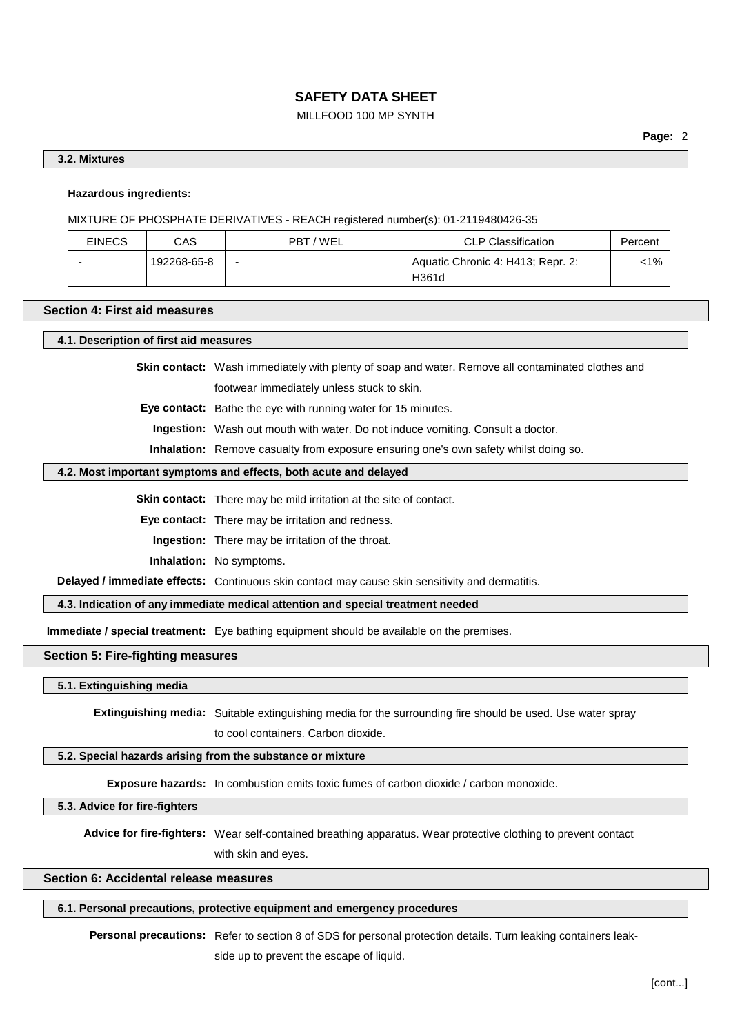### 3.2. Mixtures

**Hazardous ingredients:**

MIXTURE OF PHOSPHATE DERIVATIVES - REACH registered number(s): 01-2119480426-35

| EINECS | CAS | PBT / WEL | CLP Classification | Percent |
|---|---|---|---|---|
| - | 192268-65-8 | - | Aquatic Chronic 4: H413; Repr. 2: H361d | <1% |

## Section 4: First aid measures

### 4.1. Description of first aid measures

**Skin contact:** Wash immediately with plenty of soap and water. Remove all contaminated clothes and footwear immediately unless stuck to skin.

**Eye contact:** Bathe the eye with running water for 15 minutes.

**Ingestion:** Wash out mouth with water. Do not induce vomiting. Consult a doctor.

**Inhalation:** Remove casualty from exposure ensuring one's own safety whilst doing so.

### 4.2. Most important symptoms and effects, both acute and delayed

**Skin contact:** There may be mild irritation at the site of contact.

**Eye contact:** There may be irritation and redness.

**Ingestion:** There may be irritation of the throat.

**Inhalation:** No symptoms.

**Delayed / immediate effects:** Continuous skin contact may cause skin sensitivity and dermatitis.

### 4.3. Indication of any immediate medical attention and special treatment needed

**Immediate / special treatment:** Eye bathing equipment should be available on the premises.

## Section 5: Fire-fighting measures

### 5.1. Extinguishing media

**Extinguishing media:** Suitable extinguishing media for the surrounding fire should be used. Use water spray to cool containers. Carbon dioxide.

### 5.2. Special hazards arising from the substance or mixture

**Exposure hazards:** In combustion emits toxic fumes of carbon dioxide / carbon monoxide.

### 5.3. Advice for fire-fighters

**Advice for fire-fighters:** Wear self-contained breathing apparatus. Wear protective clothing to prevent contact with skin and eyes.

## Section 6: Accidental release measures

### 6.1. Personal precautions, protective equipment and emergency procedures

**Personal precautions:** Refer to section 8 of SDS for personal protection details. Turn leaking containers leak-side up to prevent the escape of liquid.

[cont...]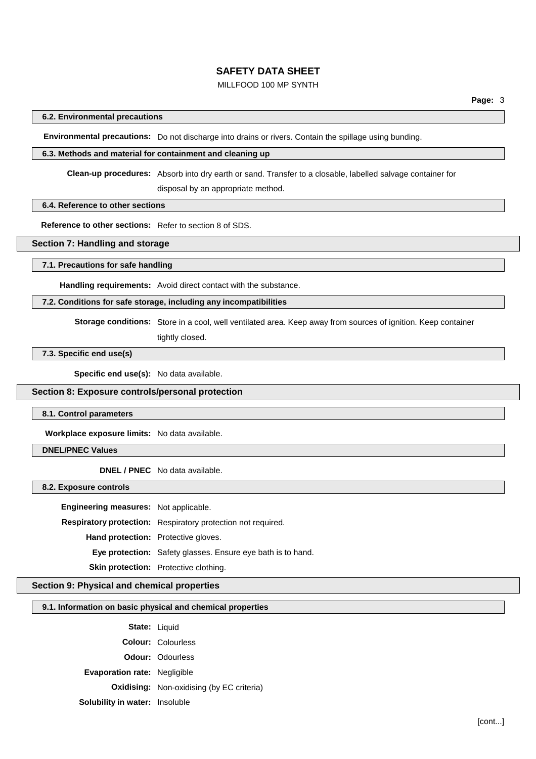#### 6.2. Environmental precautions

**Environmental precautions:** Do not discharge into drains or rivers. Contain the spillage using bunding.

#### 6.3. Methods and material for containment and cleaning up

**Clean-up procedures:** Absorb into dry earth or sand. Transfer to a closable, labelled salvage container for disposal by an appropriate method.

#### 6.4. Reference to other sections

**Reference to other sections:** Refer to section 8 of SDS.

### Section 7: Handling and storage

#### 7.1. Precautions for safe handling

**Handling requirements:** Avoid direct contact with the substance.

#### 7.2. Conditions for safe storage, including any incompatibilities

**Storage conditions:** Store in a cool, well ventilated area. Keep away from sources of ignition. Keep container tightly closed.

#### 7.3. Specific end use(s)

**Specific end use(s):** No data available.

### Section 8: Exposure controls/personal protection

#### 8.1. Control parameters

**Workplace exposure limits:** No data available.

#### DNEL/PNEC Values

**DNEL / PNEC** No data available.

#### 8.2. Exposure controls

**Engineering measures:** Not applicable.

**Respiratory protection:** Respiratory protection not required.

**Hand protection:** Protective gloves.

**Eye protection:** Safety glasses. Ensure eye bath is to hand.

**Skin protection:** Protective clothing.

### Section 9: Physical and chemical properties

#### 9.1. Information on basic physical and chemical properties

**State:** Liquid

**Colour:** Colourless

**Odour:** Odourless

**Evaporation rate:** Negligible

**Oxidising:** Non-oxidising (by EC criteria)

**Solubility in water:** Insoluble

[cont...]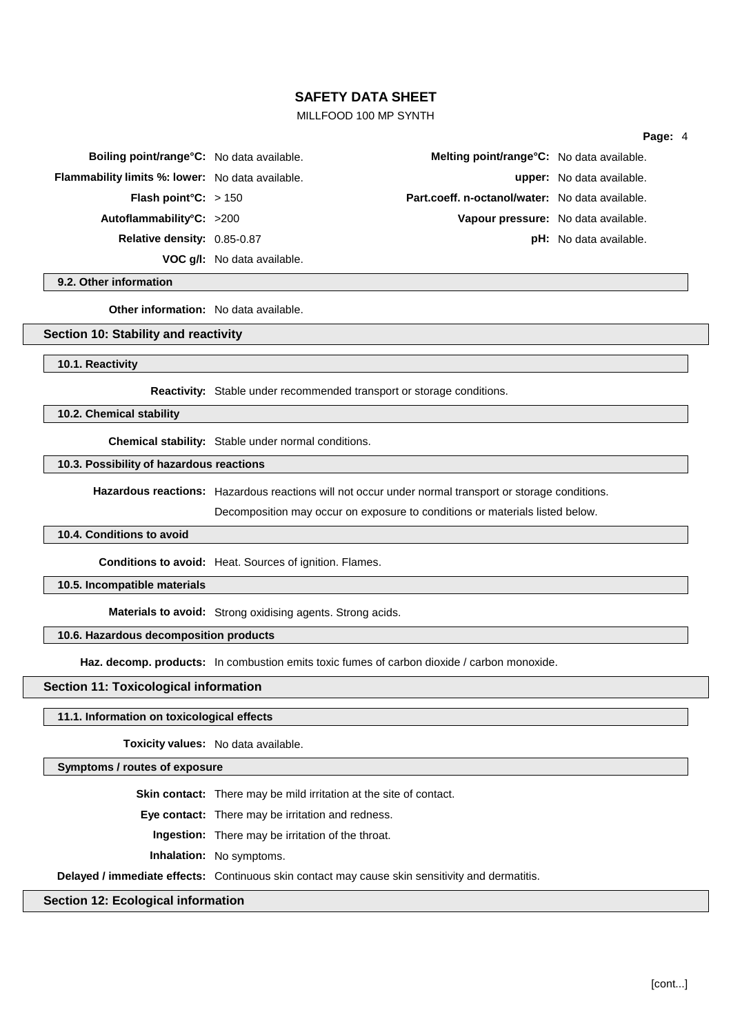| | | | |
|---|---|---|---|
| **Boiling point/range°C:** | No data available. | **Melting point/range°C:** | No data available. |
| **Flammability limits %: lower:** | No data available. | **upper:** | No data available. |
| **Flash point°C:** | > 150 | **Part.coeff. n-octanol/water:** | No data available. |
| **Autoflammability°C:** | >200 | **Vapour pressure:** | No data available. |
| **Relative density:** | 0.85-0.87 | **pH:** | No data available. |
| **VOC g/l:** | No data available. | | |

#### 9.2. Other information

**Other information:** No data available.

## Section 10: Stability and reactivity

#### 10.1. Reactivity

**Reactivity:** Stable under recommended transport or storage conditions.

#### 10.2. Chemical stability

**Chemical stability:** Stable under normal conditions.

#### 10.3. Possibility of hazardous reactions

**Hazardous reactions:** Hazardous reactions will not occur under normal transport or storage conditions.

Decomposition may occur on exposure to conditions or materials listed below.

#### 10.4. Conditions to avoid

**Conditions to avoid:** Heat. Sources of ignition. Flames.

#### 10.5. Incompatible materials

**Materials to avoid:** Strong oxidising agents. Strong acids.

#### 10.6. Hazardous decomposition products

**Haz. decomp. products:** In combustion emits toxic fumes of carbon dioxide / carbon monoxide.

## Section 11: Toxicological information

#### 11.1. Information on toxicological effects

**Toxicity values:** No data available.

#### Symptoms / routes of exposure

**Skin contact:** There may be mild irritation at the site of contact.

**Eye contact:** There may be irritation and redness.

**Ingestion:** There may be irritation of the throat.

**Inhalation:** No symptoms.

**Delayed / immediate effects:** Continuous skin contact may cause skin sensitivity and dermatitis.

## Section 12: Ecological information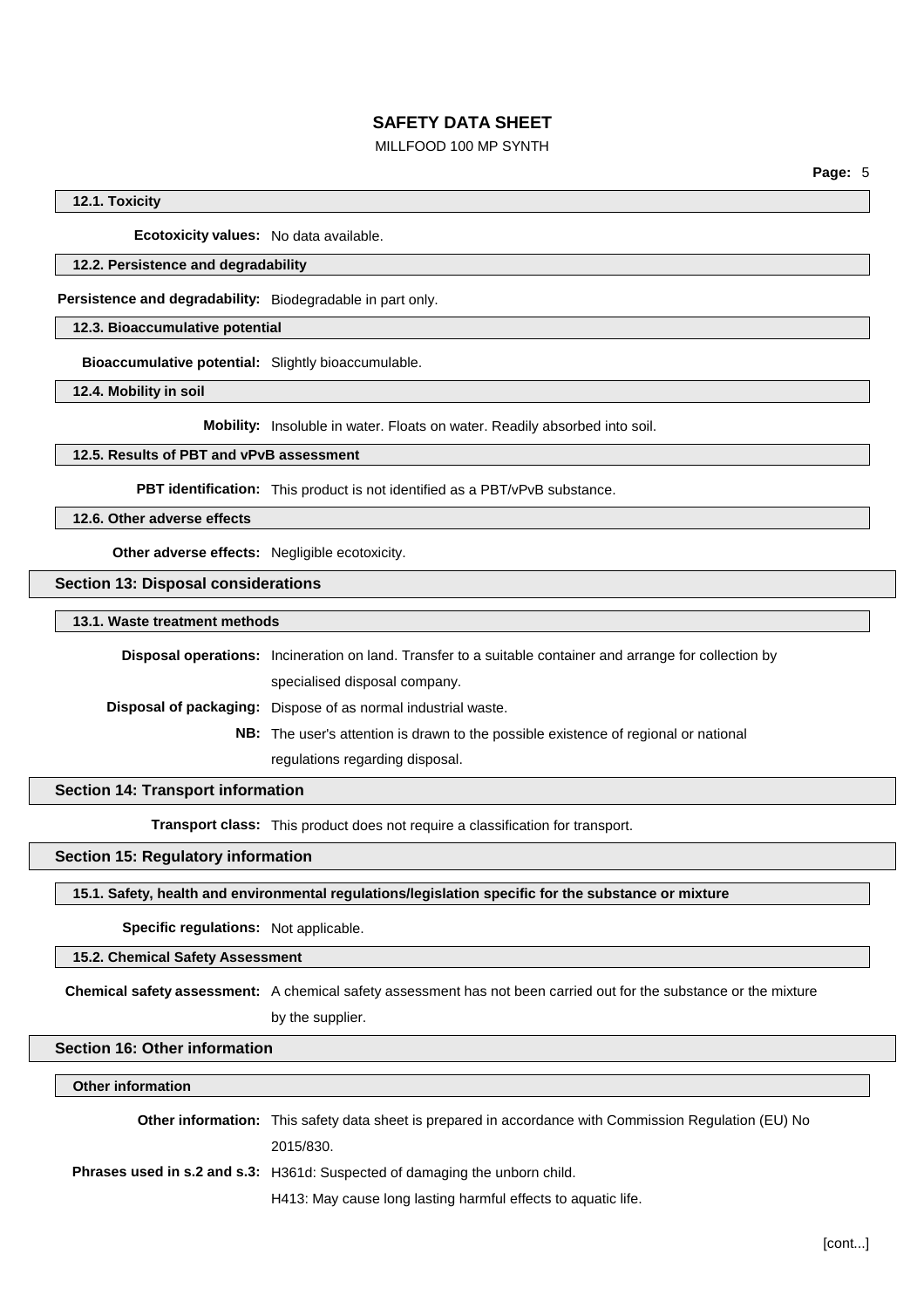#### 12.1. Toxicity

**Ecotoxicity values:** No data available.

#### 12.2. Persistence and degradability

**Persistence and degradability:** Biodegradable in part only.

#### 12.3. Bioaccumulative potential

**Bioaccumulative potential:** Slightly bioaccumulable.

#### 12.4. Mobility in soil

**Mobility:** Insoluble in water. Floats on water. Readily absorbed into soil.

#### 12.5. Results of PBT and vPvB assessment

**PBT identification:** This product is not identified as a PBT/vPvB substance.

#### 12.6. Other adverse effects

**Other adverse effects:** Negligible ecotoxicity.

### Section 13: Disposal considerations

#### 13.1. Waste treatment methods

**Disposal operations:** Incineration on land. Transfer to a suitable container and arrange for collection by specialised disposal company.

**Disposal of packaging:** Dispose of as normal industrial waste.

**NB:** The user's attention is drawn to the possible existence of regional or national regulations regarding disposal.

### Section 14: Transport information

**Transport class:** This product does not require a classification for transport.

### Section 15: Regulatory information

#### 15.1. Safety, health and environmental regulations/legislation specific for the substance or mixture

**Specific regulations:** Not applicable.

#### 15.2. Chemical Safety Assessment

**Chemical safety assessment:** A chemical safety assessment has not been carried out for the substance or the mixture by the supplier.

### Section 16: Other information

#### Other information

**Other information:** This safety data sheet is prepared in accordance with Commission Regulation (EU) No 2015/830.

**Phrases used in s.2 and s.3:** H361d: Suspected of damaging the unborn child.

H413: May cause long lasting harmful effects to aquatic life.

[cont...]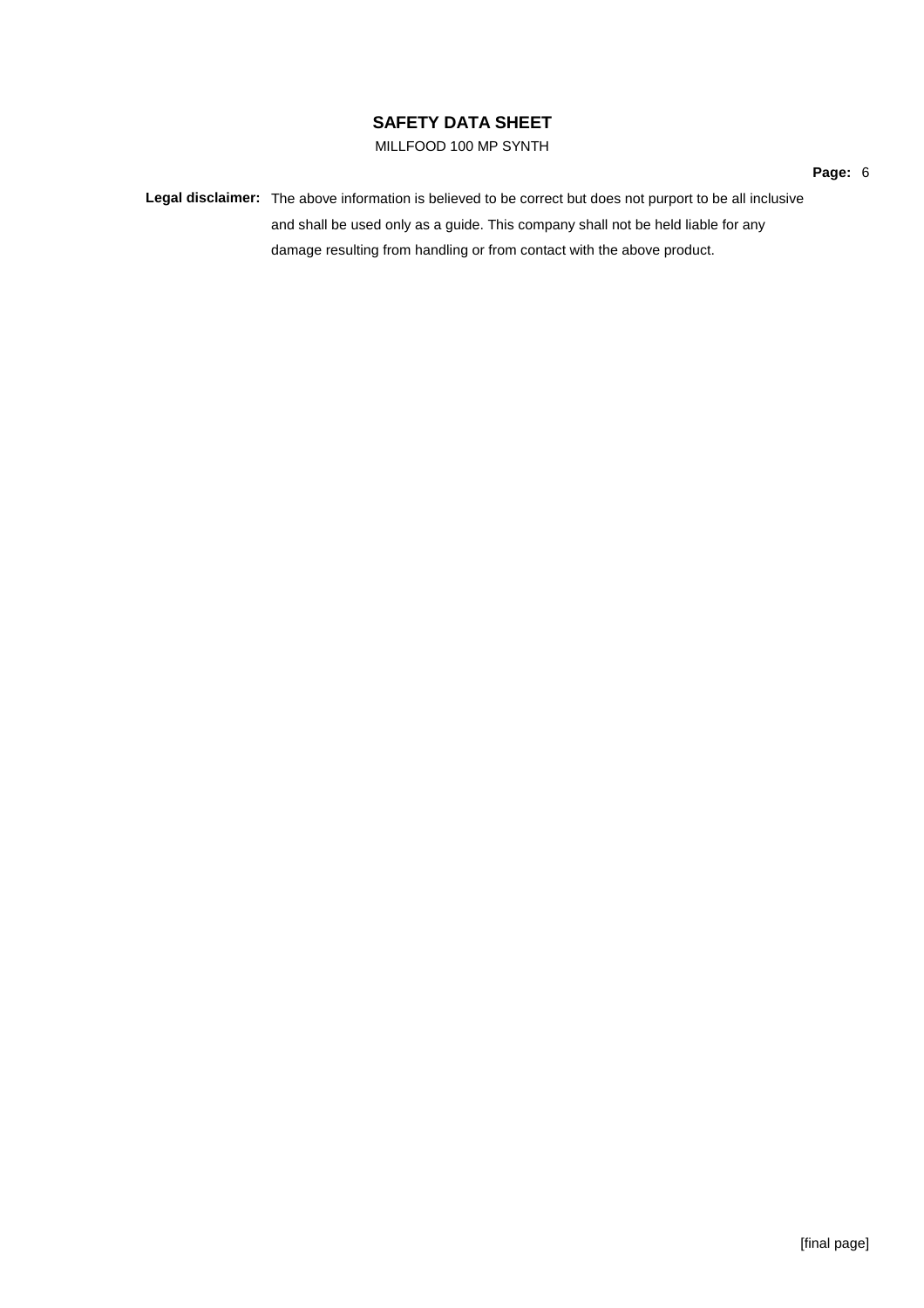**Legal disclaimer:** The above information is believed to be correct but does not purport to be all inclusive and shall be used only as a guide. This company shall not be held liable for any damage resulting from handling or from contact with the above product.

[final page]